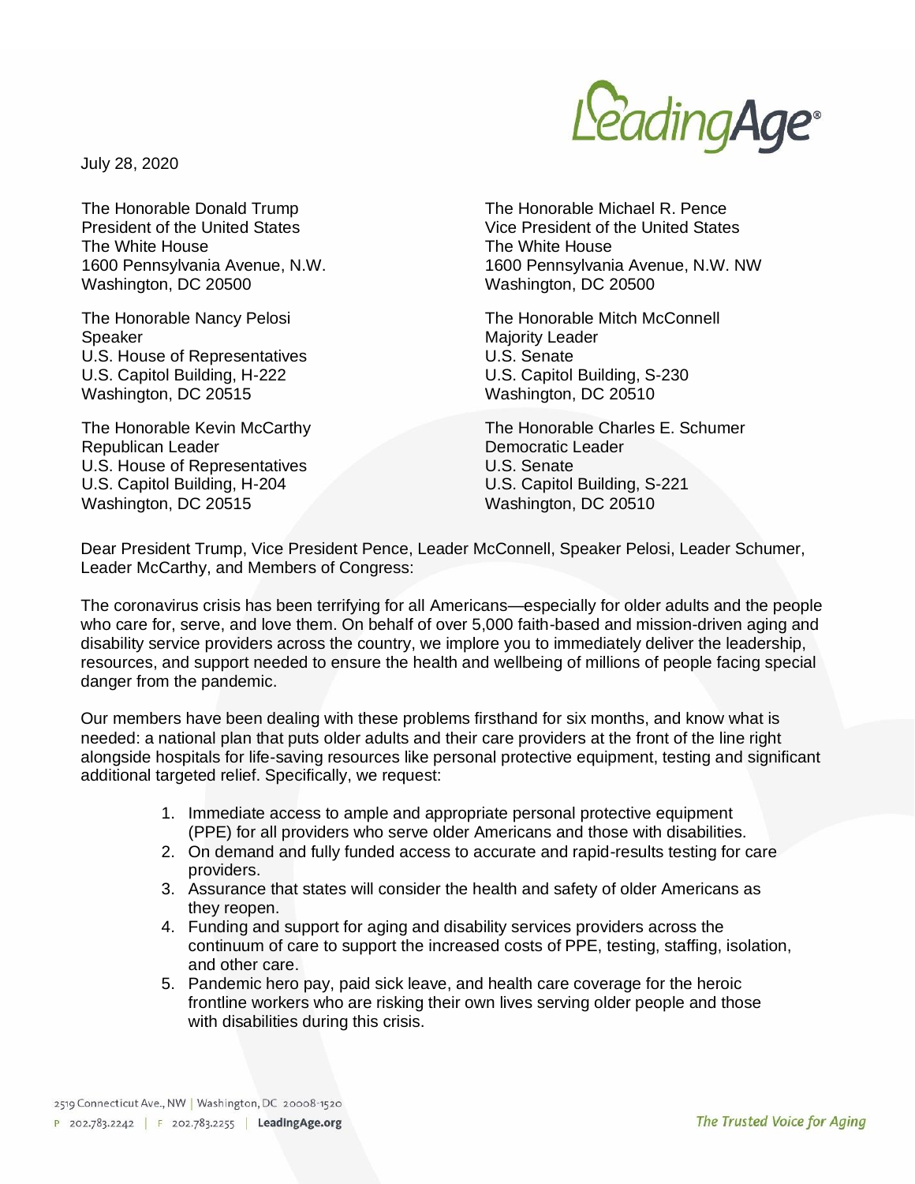July 28, 2020

The Honorable Donald Trump
President of the United States
The White House
1600 Pennsylvania Avenue, N.W.
Washington, DC 20500

The Honorable Michael R. Pence
Vice President of the United States
The White House
1600 Pennsylvania Avenue, N.W. NW
Washington, DC 20500

The Honorable Nancy Pelosi
Speaker
U.S. House of Representatives
U.S. Capitol Building, H-222
Washington, DC 20515

The Honorable Mitch McConnell
Majority Leader
U.S. Senate
U.S. Capitol Building, S-230
Washington, DC 20510

The Honorable Kevin McCarthy
Republican Leader
U.S. House of Representatives
U.S. Capitol Building, H-204
Washington, DC 20515

The Honorable Charles E. Schumer
Democratic Leader
U.S. Senate
U.S. Capitol Building, S-221
Washington, DC 20510

Dear President Trump, Vice President Pence, Leader McConnell, Speaker Pelosi, Leader Schumer, Leader McCarthy, and Members of Congress:

The coronavirus crisis has been terrifying for all Americans—especially for older adults and the people who care for, serve, and love them. On behalf of over 5,000 faith-based and mission-driven aging and disability service providers across the country, we implore you to immediately deliver the leadership, resources, and support needed to ensure the health and wellbeing of millions of people facing special danger from the pandemic.

Our members have been dealing with these problems firsthand for six months, and know what is needed: a national plan that puts older adults and their care providers at the front of the line right alongside hospitals for life-saving resources like personal protective equipment, testing and significant additional targeted relief. Specifically, we request:

1. Immediate access to ample and appropriate personal protective equipment (PPE) for all providers who serve older Americans and those with disabilities.
2. On demand and fully funded access to accurate and rapid-results testing for care providers.
3. Assurance that states will consider the health and safety of older Americans as they reopen.
4. Funding and support for aging and disability services providers across the continuum of care to support the increased costs of PPE, testing, staffing, isolation, and other care.
5. Pandemic hero pay, paid sick leave, and health care coverage for the heroic frontline workers who are risking their own lives serving older people and those with disabilities during this crisis.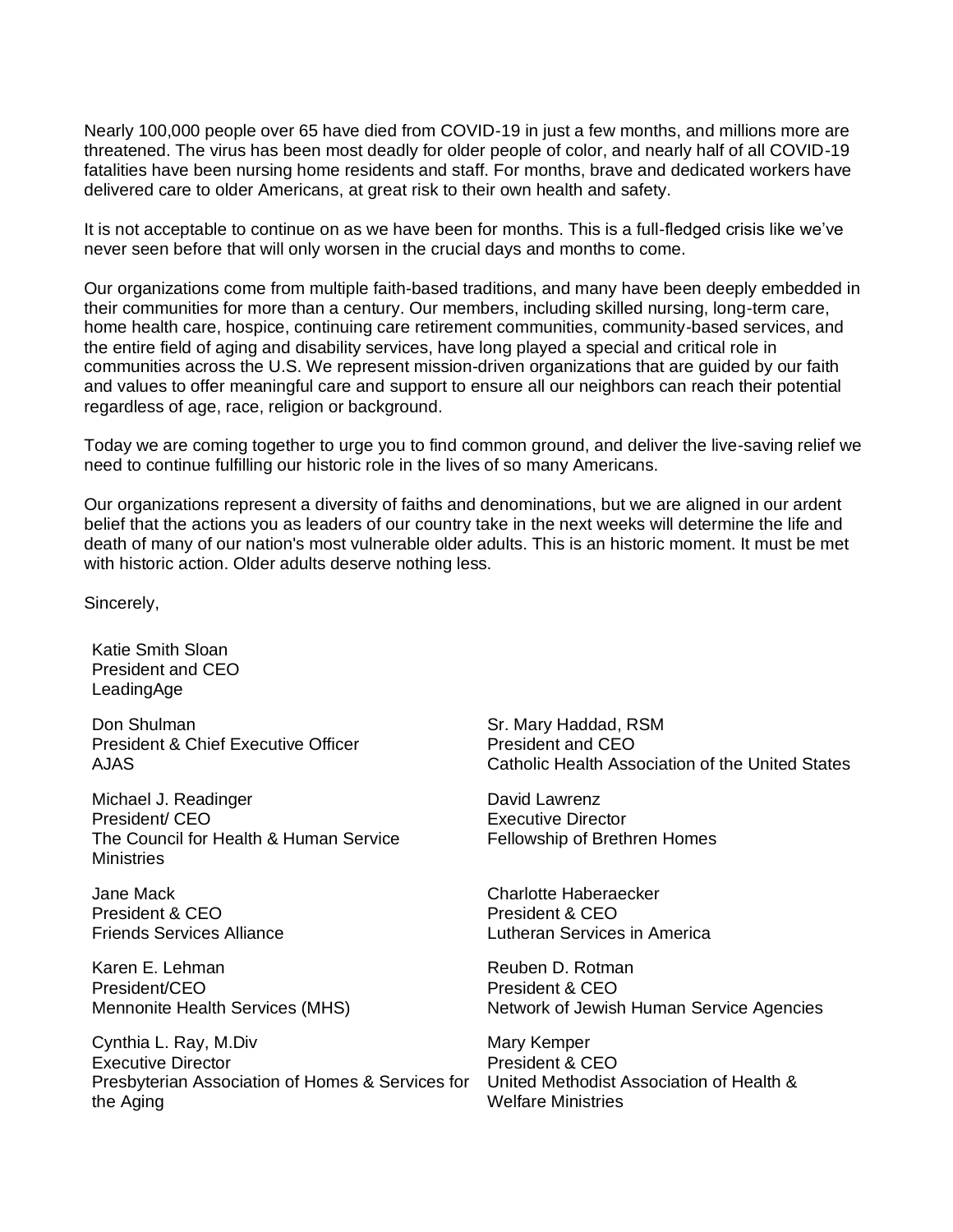Nearly 100,000 people over 65 have died from COVID-19 in just a few months, and millions more are threatened. The virus has been most deadly for older people of color, and nearly half of all COVID-19 fatalities have been nursing home residents and staff. For months, brave and dedicated workers have delivered care to older Americans, at great risk to their own health and safety.

It is not acceptable to continue on as we have been for months. This is a full-fledged crisis like we've never seen before that will only worsen in the crucial days and months to come.

Our organizations come from multiple faith-based traditions, and many have been deeply embedded in their communities for more than a century. Our members, including skilled nursing, long-term care, home health care, hospice, continuing care retirement communities, community-based services, and the entire field of aging and disability services, have long played a special and critical role in communities across the U.S. We represent mission-driven organizations that are guided by our faith and values to offer meaningful care and support to ensure all our neighbors can reach their potential regardless of age, race, religion or background.

Today we are coming together to urge you to find common ground, and deliver the live-saving relief we need to continue fulfilling our historic role in the lives of so many Americans.

Our organizations represent a diversity of faiths and denominations, but we are aligned in our ardent belief that the actions you as leaders of our country take in the next weeks will determine the life and death of many of our nation's most vulnerable older adults. This is an historic moment. It must be met with historic action. Older adults deserve nothing less.

Sincerely,

Katie Smith Sloan
President and CEO
LeadingAge

Don Shulman
President & Chief Executive Officer
AJAS

Sr. Mary Haddad, RSM
President and CEO
Catholic Health Association of the United States

Michael J. Readinger
President/ CEO
The Council for Health & Human Service Ministries

David Lawrenz
Executive Director
Fellowship of Brethren Homes

Jane Mack
President & CEO
Friends Services Alliance

Charlotte Haberaecker
President & CEO
Lutheran Services in America

Karen E. Lehman
President/CEO
Mennonite Health Services (MHS)

Reuben D. Rotman
President & CEO
Network of Jewish Human Service Agencies

Cynthia L. Ray, M.Div
Executive Director
Presbyterian Association of Homes & Services for the Aging

Mary Kemper
President & CEO
United Methodist Association of Health & Welfare Ministries